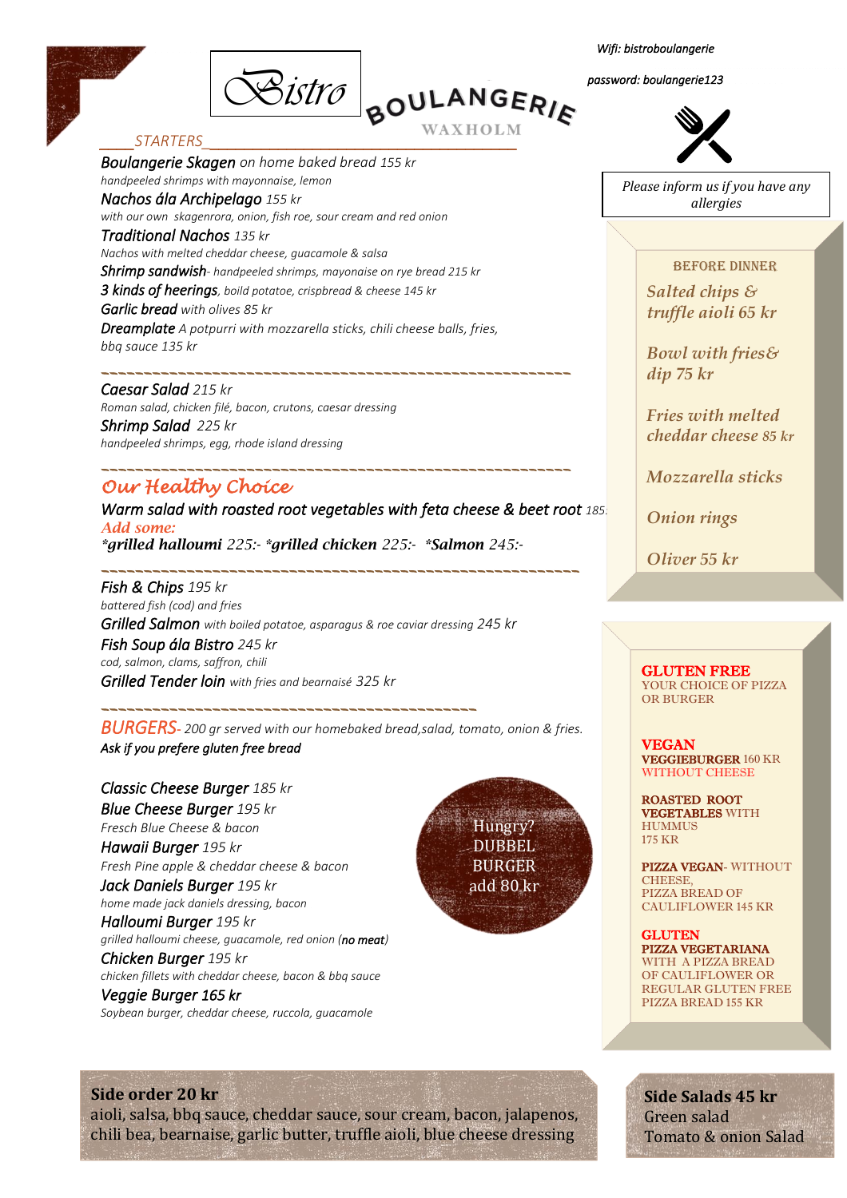Wifi: bistroboulangerie

password: boulangerie123

# Bistro BOULANGERIE WAXHOLM

Please inform us if you have any allergies

## STARTERS

**Boulangerie Skagen** on home baked bread 155 kr
*handpeeled shrimps with mayonnaise, lemon*

**Nachos ála Archipelago** 155 kr
*with our own skagenrora, onion, fish roe, sour cream and red onion*

**Traditional Nachos** 135 kr
*Nachos with melted cheddar cheese, guacamole & salsa*

**Shrimp sandwish**- handpeeled shrimps, mayonaise on rye bread 215 kr

**3 kinds of heerings**, boild potatoe, crispbread & cheese 145 kr

**Garlic bread** with olives 85 kr

**Dreamplate** A potpurri with mozzarella sticks, chili cheese balls, fries, bbq sauce 135 kr

---

**Caesar Salad** 215 kr
*Roman salad, chicken filé, bacon, crutons, caesar dressing*

**Shrimp Salad** 225 kr
*handpeeled shrimps, egg, rhode island dressing*

---

## Our Healthy Choice

**Warm salad with roasted root vegetables with feta cheese & beet root** 185:-

Add some:
**\*grilled halloumi** 225:- **\*grilled chicken** 225:- **\*Salmon** 245:-

---

**Fish & Chips** 195 kr
*battered fish (cod) and fries*

**Grilled Salmon** with boiled potatoe, asparagus & roe caviar dressing 245 kr

**Fish Soup ála Bistro** 245 kr
*cod, salmon, clams, saffron, chili*

**Grilled Tender loin** with fries and bearnaisé 325 kr

---

## BURGERS

200 gr served with our homebaked bread,salad, tomato, onion & fries.
*Ask if you prefere gluten free bread*

**Classic Cheese Burger** 185 kr

**Blue Cheese Burger** 195 kr
*Fresch Blue Cheese & bacon*

**Hawaii Burger** 195 kr
*Fresh Pine apple & cheddar cheese & bacon*

**Jack Daniels Burger** 195 kr
*home made jack daniels dressing, bacon*

**Halloumi Burger** 195 kr
*grilled halloumi cheese, guacamole, red onion (**no meat**)*

**Chicken Burger** 195 kr
*chicken fillets with cheddar cheese, bacon & bbq sauce*

**Veggie Burger 165 kr**
*Soybean burger, cheddar cheese, ruccola, guacamole*

Hungry? DUBBEL BURGER add 80 kr

## BEFORE DINNER

*Salted chips & truffle aioli 65 kr*

*Bowl with fries& dip 75 kr*

*Fries with melted cheddar cheese 85 kr*

*Mozzarella sticks*

*Onion rings*

*Oliver 55 kr*

## GLUTEN FREE

YOUR CHOICE OF PIZZA OR BURGER

## VEGAN

**VEGGIEBURGER** 160 KR
WITHOUT CHEESE

**ROASTED ROOT VEGETABLES** WITH HUMMUS
175 KR

**PIZZA VEGAN**- WITHOUT CHEESE,
PIZZA BREAD OF CAULIFLOWER 145 KR

## GLUTEN

**PIZZA VEGETARIANA**
WITH A PIZZA BREAD OF CAULIFLOWER OR REGULAR GLUTEN FREE PIZZA BREAD 155 KR

**Side order 20 kr**
aioli, salsa, bbq sauce, cheddar sauce, sour cream, bacon, jalapenos, chili bea, bearnaise, garlic butter, truffle aioli, blue cheese dressing

**Side Salads 45 kr**
Green salad
Tomato & onion Salad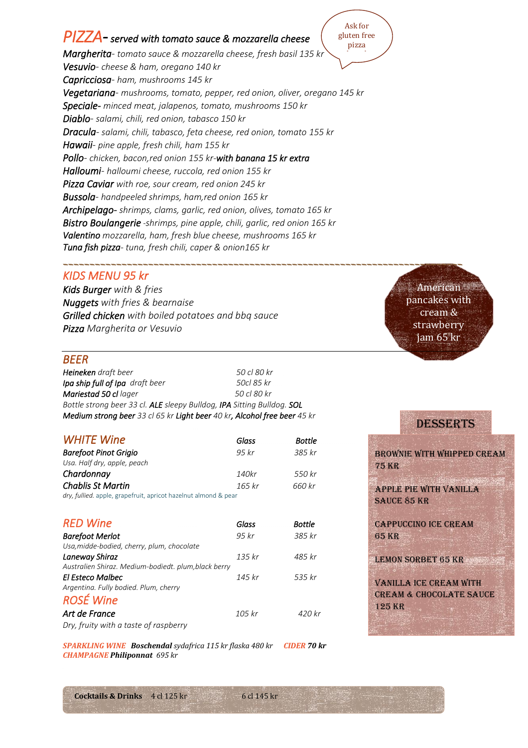# *PIZZA- served with tomato sauce & mozzarella cheese*

Ask for gluten free pizza

***Margherita****- tomato sauce & mozzarella cheese, fresh basil 135 kr*
***Vesuvio****- cheese & ham, oregano 140 kr*
***Capricciosa****- ham, mushrooms 145 kr*
***Vegetariana****- mushrooms, tomato, pepper, red onion, oliver, oregano 145 kr*
***Speciale-*** *minced meat, jalapenos, tomato, mushrooms 150 kr*
***Diablo****- salami, chili, red onion, tabasco 150 kr*
***Dracula****- salami, chili, tabasco, feta cheese, red onion, tomato 155 kr*
***Hawaii****- pine apple, fresh chili, ham 155 kr*
***Pollo****- chicken, bacon,red onion 155 kr-****with banana 15 kr extra***
***Halloumi****- halloumi cheese, ruccola, red onion 155 kr*
***Pizza Caviar*** *with roe, sour cream, red onion 245 kr*
***Bussola****- handpeeled shrimps, ham,red onion 165 kr*
***Archipelago-*** *shrimps, clams, garlic, red onion, olives, tomato 165 kr*
***Bistro Boulangerie*** *-shrimps, pine apple, chili, garlic, red onion 165 kr*
***Valentino*** *mozzarella, ham, fresh blue cheese, mushrooms 165 kr*
***Tuna fish pizza****- tuna, fresh chili, caper & onion165 kr*

## *KIDS MENU 95 kr*

***Kids Burger*** *with & fries*
***Nuggets*** *with fries & bearnaise*
***Grilled chicken*** *with boiled potatoes and bbq sauce*
***Pizza*** *Margherita or Vesuvio*

American pancakes with cream & strawberry jam 65 kr

## *BEER*

| | |
|---|---|
| ***Heineken*** *draft beer* | *50 cl 80 kr* |
| ***Ipa ship full of Ipa*** *draft beer* | *50cl 85 kr* |
| ***Mariestad 50 cl*** *lager* | *50 cl 80 kr* |

*Bottle strong beer 33 cl.* ***ALE*** *sleepy Bulldog,* ***IPA*** *Sitting Bulldog.* ***SOL***
***Medium strong beer*** *33 cl 65 kr* ***Light beer*** *40 kr****, Alcohol free beer*** *45 kr*

## *WHITE Wine*

| | Glass | Bottle |
|---|---|---|
| ***Barefoot Pinot Grigio*** <br> *Usa. Half dry, apple, peach* | *95 kr* | *385 kr* |
| ***Chardonnay*** | *140kr* | *550 kr* |
| ***Chablis St Martin*** <br> *dry, fullied. apple, grapefruit, apricot hazelnut almond & pear* | *165 kr* | *660 kr* |

## *RED Wine*

| | Glass | Bottle |
|---|---|---|
| ***Barefoot Merlot*** <br> *Usa,midde-bodied, cherry, plum, chocolate* | *95 kr* | *385 kr* |
| ***Laneway Shiraz*** <br> *Australien Shiraz. Medium-bodiedt. plum,black berry* | *135 kr* | *485 kr* |
| ***El Esteco Malbec*** <br> *Argentina. Fully bodied. Plum, cherry* | *145 kr* | *535 kr* |

## *ROSÉ Wine*

| | | |
|---|---|---|
| ***Art de France*** <br> *Dry, fruity with a taste of raspberry* | *105 kr* | *420 kr* |

***SPARKLING WINE*** ***Boschendal*** *sydafrica 115 kr flaska 480 kr* ***CIDER 70 kr***
***CHAMPAGNE Philiponnat*** *695 kr*

## DESSERTS

BROWNIE WITH WHIPPED CREAM 75 KR

APPLE PIE WITH VANILLA SAUCE 85 KR

CAPPUCCINO ICE CREAM 65 KR

LEMON SORBET 65 KR

VANILLA ICE CREAM WITH CREAM & CHOCOLATE SAUCE 125 KR

**Cocktails & Drinks** 4 cl 125 kr 6 cl 145 kr